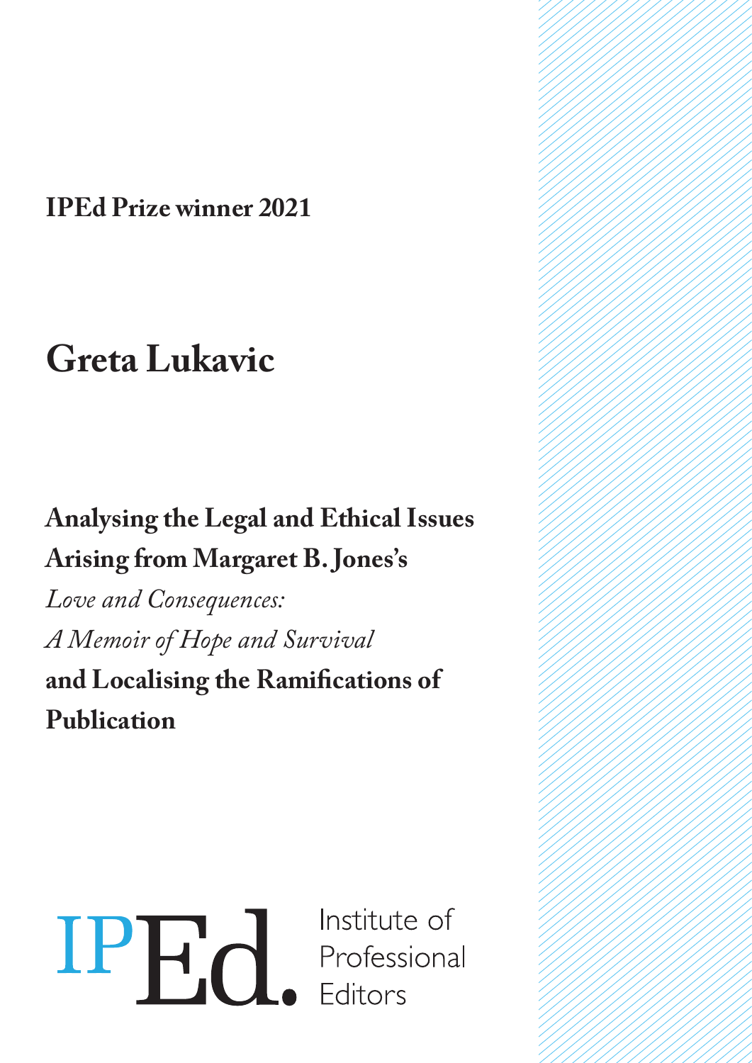**IPEd Prize winner 2021**

# Greta Lukavic

## Analysing the Legal and Ethical Issues Arising from Margaret B. Jones's *Love and Consequences: A Memoir of Hope and Survival* and Localising the Ramifications of Publication

IPEd. Institute of Professional Editors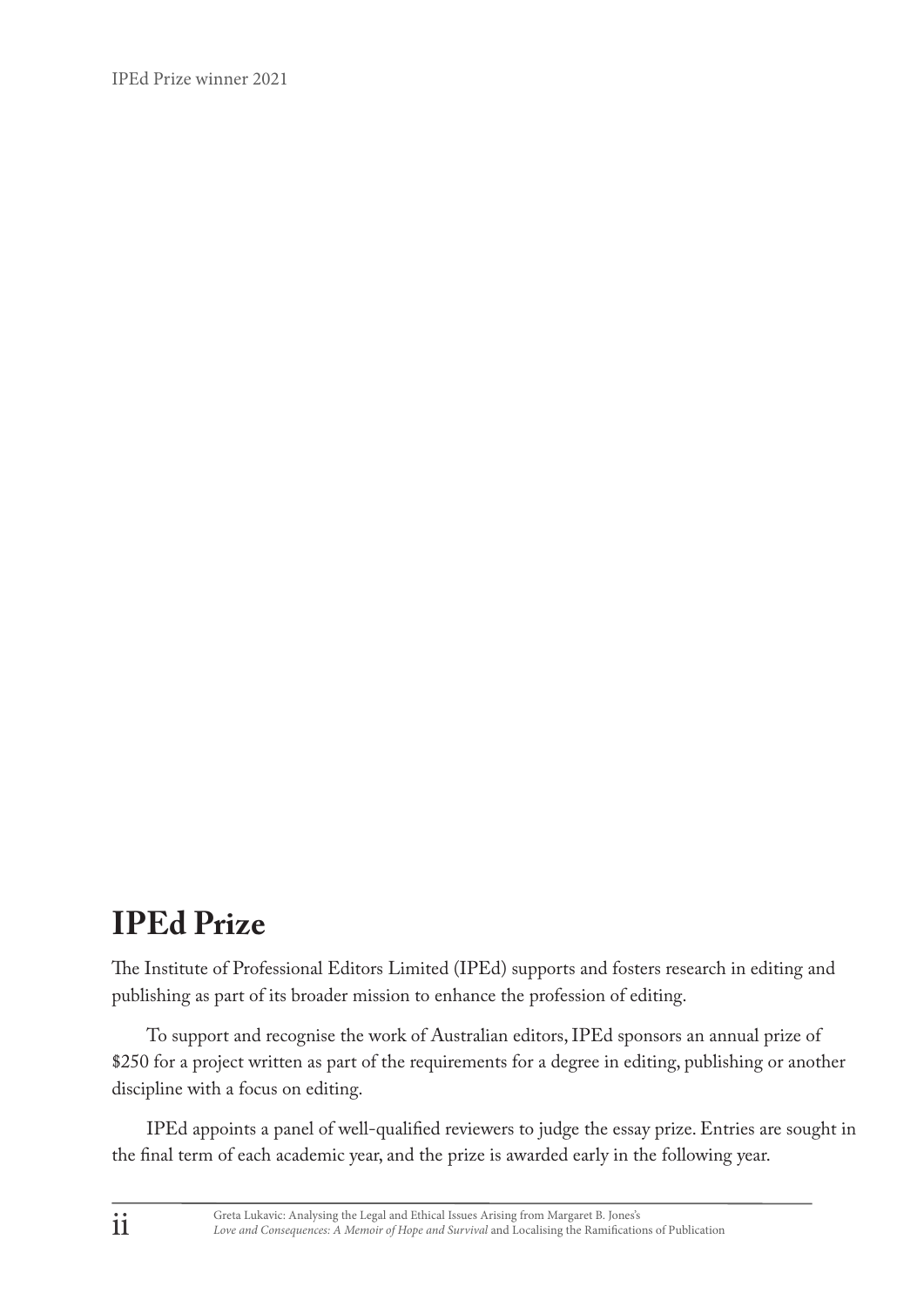IPEd Prize winner 2021

## IPEd Prize

The Institute of Professional Editors Limited (IPEd) supports and fosters research in editing and publishing as part of its broader mission to enhance the profession of editing.

To support and recognise the work of Australian editors, IPEd sponsors an annual prize of $250 for a project written as part of the requirements for a degree in editing, publishing or another discipline with a focus on editing.

IPEd appoints a panel of well-qualified reviewers to judge the essay prize. Entries are sought in the final term of each academic year, and the prize is awarded early in the following year.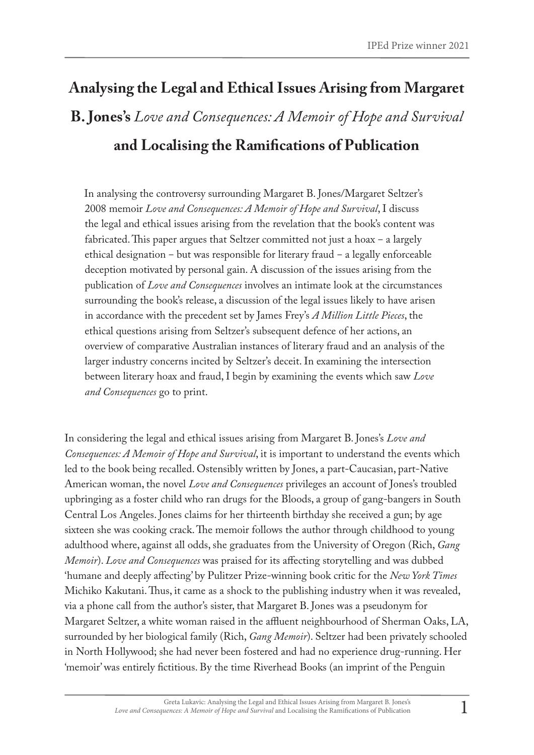# Analysing the Legal and Ethical Issues Arising from Margaret B. Jones's *Love and Consequences: A Memoir of Hope and Survival* and Localising the Ramifications of Publication

In analysing the controversy surrounding Margaret B. Jones/Margaret Seltzer's 2008 memoir *Love and Consequences: A Memoir of Hope and Survival*, I discuss the legal and ethical issues arising from the revelation that the book's content was fabricated. This paper argues that Seltzer committed not just a hoax – a largely ethical designation – but was responsible for literary fraud – a legally enforceable deception motivated by personal gain. A discussion of the issues arising from the publication of *Love and Consequences* involves an intimate look at the circumstances surrounding the book's release, a discussion of the legal issues likely to have arisen in accordance with the precedent set by James Frey's *A Million Little Pieces*, the ethical questions arising from Seltzer's subsequent defence of her actions, an overview of comparative Australian instances of literary fraud and an analysis of the larger industry concerns incited by Seltzer's deceit. In examining the intersection between literary hoax and fraud, I begin by examining the events which saw *Love and Consequences* go to print.

In considering the legal and ethical issues arising from Margaret B. Jones's *Love and Consequences: A Memoir of Hope and Survival*, it is important to understand the events which led to the book being recalled. Ostensibly written by Jones, a part-Caucasian, part-Native American woman, the novel *Love and Consequences* privileges an account of Jones's troubled upbringing as a foster child who ran drugs for the Bloods, a group of gang-bangers in South Central Los Angeles. Jones claims for her thirteenth birthday she received a gun; by age sixteen she was cooking crack. The memoir follows the author through childhood to young adulthood where, against all odds, she graduates from the University of Oregon (Rich, *Gang Memoir*). *Love and Consequences* was praised for its affecting storytelling and was dubbed 'humane and deeply affecting' by Pulitzer Prize-winning book critic for the *New York Times* Michiko Kakutani. Thus, it came as a shock to the publishing industry when it was revealed, via a phone call from the author's sister, that Margaret B. Jones was a pseudonym for Margaret Seltzer, a white woman raised in the affluent neighbourhood of Sherman Oaks, LA, surrounded by her biological family (Rich, *Gang Memoir*). Seltzer had been privately schooled in North Hollywood; she had never been fostered and had no experience drug-running. Her 'memoir' was entirely fictitious. By the time Riverhead Books (an imprint of the Penguin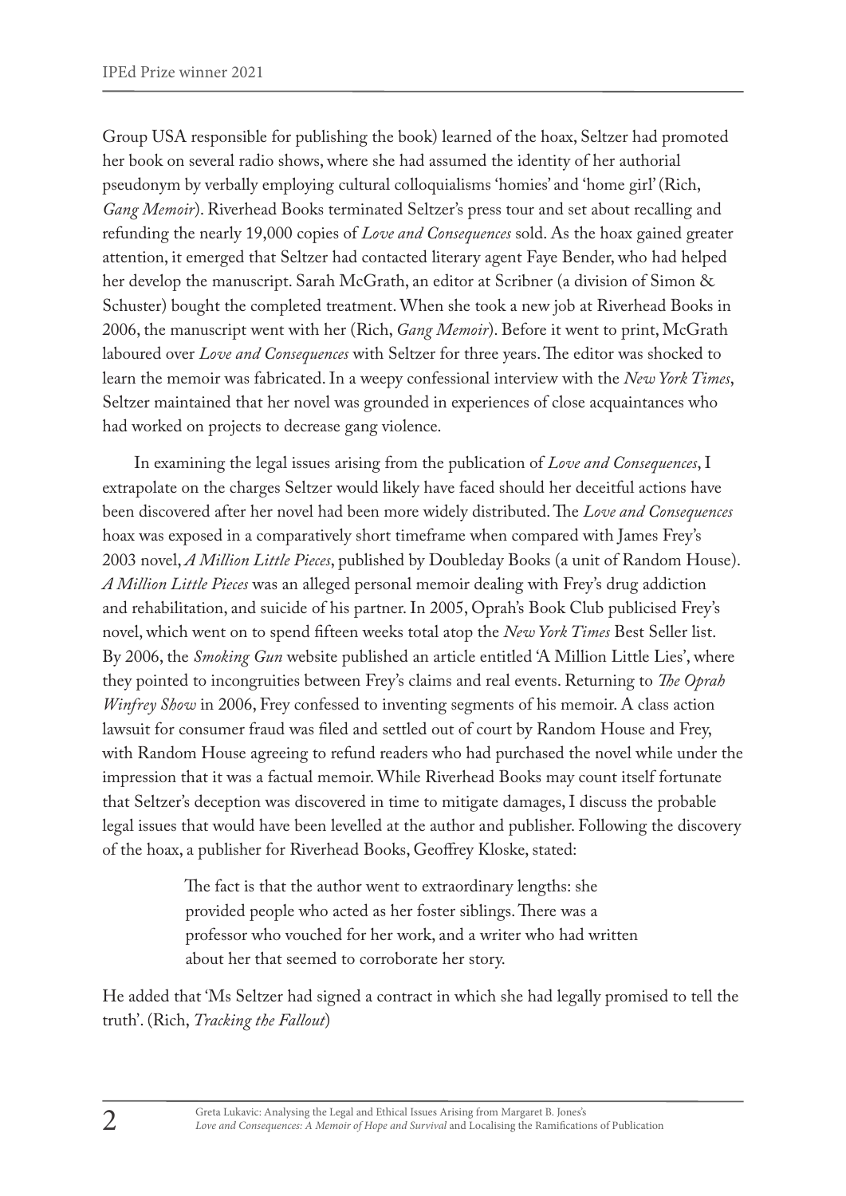Group USA responsible for publishing the book) learned of the hoax, Seltzer had promoted her book on several radio shows, where she had assumed the identity of her authorial pseudonym by verbally employing cultural colloquialisms 'homies' and 'home girl' (Rich, *Gang Memoir*). Riverhead Books terminated Seltzer's press tour and set about recalling and refunding the nearly 19,000 copies of *Love and Consequences* sold. As the hoax gained greater attention, it emerged that Seltzer had contacted literary agent Faye Bender, who had helped her develop the manuscript. Sarah McGrath, an editor at Scribner (a division of Simon & Schuster) bought the completed treatment. When she took a new job at Riverhead Books in 2006, the manuscript went with her (Rich, *Gang Memoir*). Before it went to print, McGrath laboured over *Love and Consequences* with Seltzer for three years. The editor was shocked to learn the memoir was fabricated. In a weepy confessional interview with the *New York Times*, Seltzer maintained that her novel was grounded in experiences of close acquaintances who had worked on projects to decrease gang violence.

In examining the legal issues arising from the publication of *Love and Consequences*, I extrapolate on the charges Seltzer would likely have faced should her deceitful actions have been discovered after her novel had been more widely distributed. The *Love and Consequences* hoax was exposed in a comparatively short timeframe when compared with James Frey's 2003 novel, *A Million Little Pieces*, published by Doubleday Books (a unit of Random House). *A Million Little Pieces* was an alleged personal memoir dealing with Frey's drug addiction and rehabilitation, and suicide of his partner. In 2005, Oprah's Book Club publicised Frey's novel, which went on to spend fifteen weeks total atop the *New York Times* Best Seller list. By 2006, the *Smoking Gun* website published an article entitled 'A Million Little Lies', where they pointed to incongruities between Frey's claims and real events. Returning to *The Oprah Winfrey Show* in 2006, Frey confessed to inventing segments of his memoir. A class action lawsuit for consumer fraud was filed and settled out of court by Random House and Frey, with Random House agreeing to refund readers who had purchased the novel while under the impression that it was a factual memoir. While Riverhead Books may count itself fortunate that Seltzer's deception was discovered in time to mitigate damages, I discuss the probable legal issues that would have been levelled at the author and publisher. Following the discovery of the hoax, a publisher for Riverhead Books, Geoffrey Kloske, stated:

> The fact is that the author went to extraordinary lengths: she provided people who acted as her foster siblings. There was a professor who vouched for her work, and a writer who had written about her that seemed to corroborate her story.

He added that 'Ms Seltzer had signed a contract in which she had legally promised to tell the truth'. (Rich, *Tracking the Fallout*)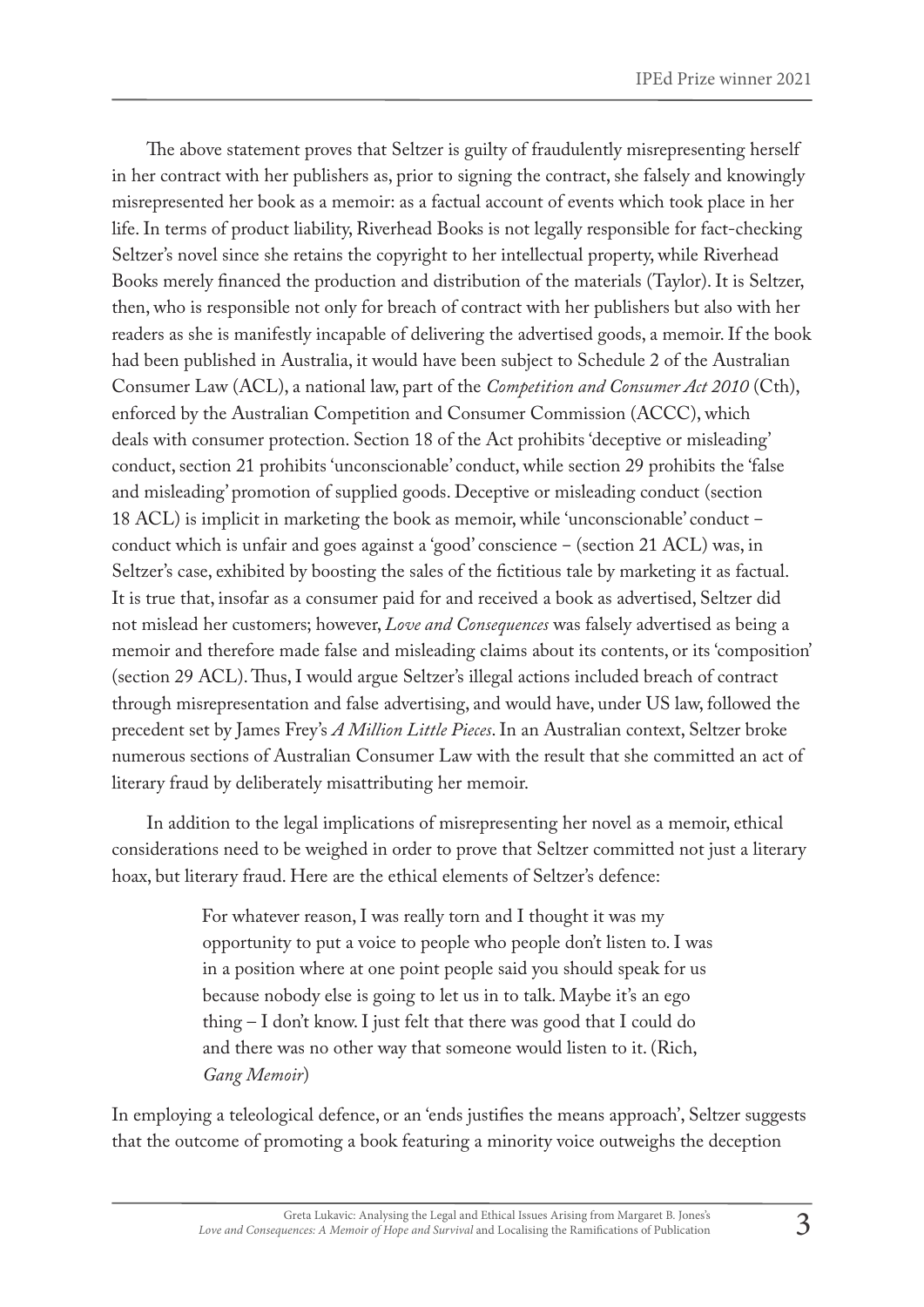The above statement proves that Seltzer is guilty of fraudulently misrepresenting herself in her contract with her publishers as, prior to signing the contract, she falsely and knowingly misrepresented her book as a memoir: as a factual account of events which took place in her life. In terms of product liability, Riverhead Books is not legally responsible for fact-checking Seltzer's novel since she retains the copyright to her intellectual property, while Riverhead Books merely financed the production and distribution of the materials (Taylor). It is Seltzer, then, who is responsible not only for breach of contract with her publishers but also with her readers as she is manifestly incapable of delivering the advertised goods, a memoir. If the book had been published in Australia, it would have been subject to Schedule 2 of the Australian Consumer Law (ACL), a national law, part of the *Competition and Consumer Act 2010* (Cth), enforced by the Australian Competition and Consumer Commission (ACCC), which deals with consumer protection. Section 18 of the Act prohibits 'deceptive or misleading' conduct, section 21 prohibits 'unconscionable' conduct, while section 29 prohibits the 'false and misleading' promotion of supplied goods. Deceptive or misleading conduct (section 18 ACL) is implicit in marketing the book as memoir, while 'unconscionable' conduct – conduct which is unfair and goes against a 'good' conscience – (section 21 ACL) was, in Seltzer's case, exhibited by boosting the sales of the fictitious tale by marketing it as factual. It is true that, insofar as a consumer paid for and received a book as advertised, Seltzer did not mislead her customers; however, *Love and Consequences* was falsely advertised as being a memoir and therefore made false and misleading claims about its contents, or its 'composition' (section 29 ACL). Thus, I would argue Seltzer's illegal actions included breach of contract through misrepresentation and false advertising, and would have, under US law, followed the precedent set by James Frey's *A Million Little Pieces*. In an Australian context, Seltzer broke numerous sections of Australian Consumer Law with the result that she committed an act of literary fraud by deliberately misattributing her memoir.

In addition to the legal implications of misrepresenting her novel as a memoir, ethical considerations need to be weighed in order to prove that Seltzer committed not just a literary hoax, but literary fraud. Here are the ethical elements of Seltzer's defence:

> For whatever reason, I was really torn and I thought it was my opportunity to put a voice to people who people don't listen to. I was in a position where at one point people said you should speak for us because nobody else is going to let us in to talk. Maybe it's an ego thing – I don't know. I just felt that there was good that I could do and there was no other way that someone would listen to it. (Rich, *Gang Memoir*)

In employing a teleological defence, or an 'ends justifies the means approach', Seltzer suggests that the outcome of promoting a book featuring a minority voice outweighs the deception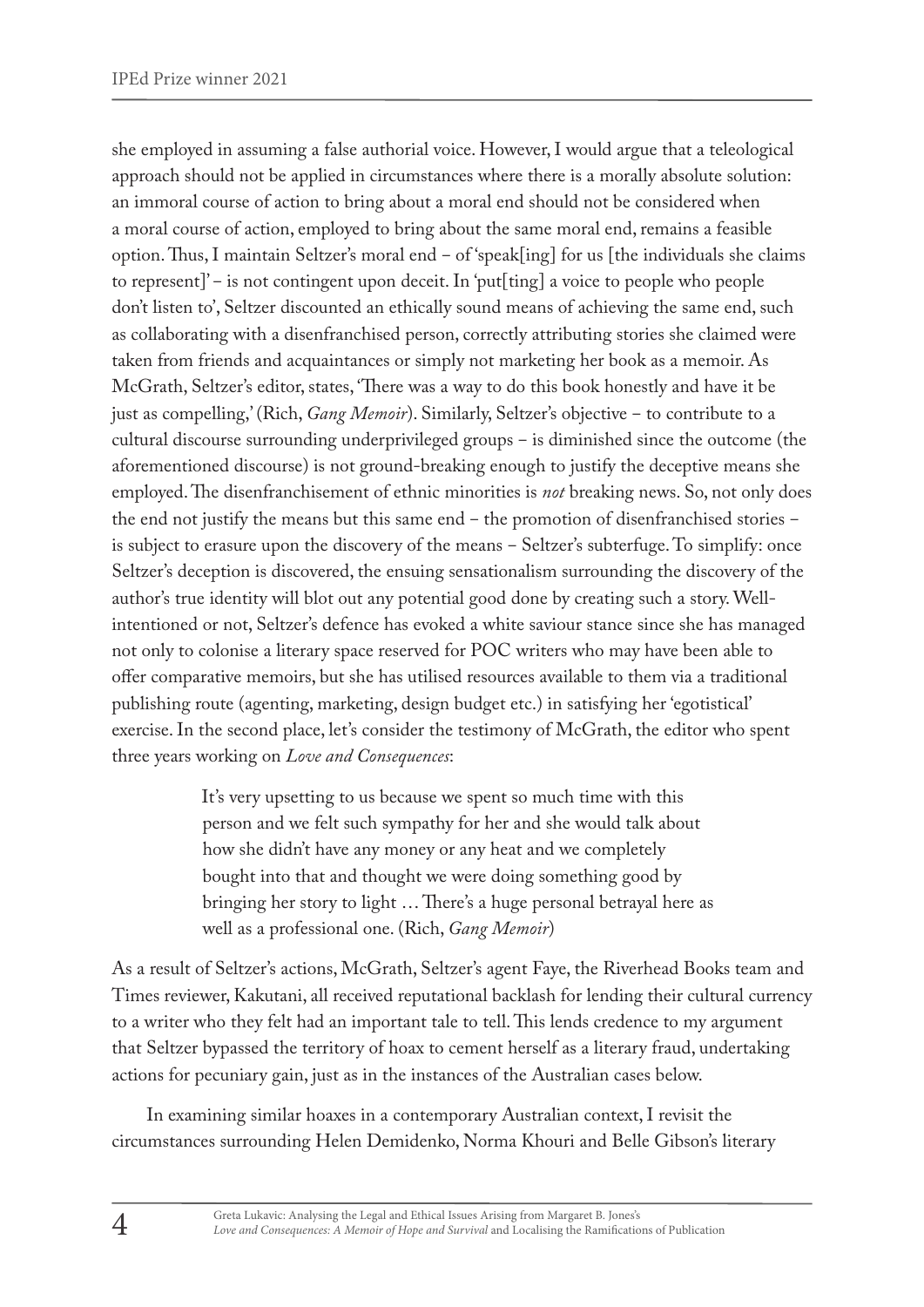she employed in assuming a false authorial voice. However, I would argue that a teleological approach should not be applied in circumstances where there is a morally absolute solution: an immoral course of action to bring about a moral end should not be considered when a moral course of action, employed to bring about the same moral end, remains a feasible option. Thus, I maintain Seltzer's moral end – of 'speak[ing] for us [the individuals she claims to represent]' – is not contingent upon deceit. In 'put[ting] a voice to people who people don't listen to', Seltzer discounted an ethically sound means of achieving the same end, such as collaborating with a disenfranchised person, correctly attributing stories she claimed were taken from friends and acquaintances or simply not marketing her book as a memoir. As McGrath, Seltzer's editor, states, 'There was a way to do this book honestly and have it be just as compelling,' (Rich, *Gang Memoir*). Similarly, Seltzer's objective – to contribute to a cultural discourse surrounding underprivileged groups – is diminished since the outcome (the aforementioned discourse) is not ground-breaking enough to justify the deceptive means she employed. The disenfranchisement of ethnic minorities is *not* breaking news. So, not only does the end not justify the means but this same end – the promotion of disenfranchised stories – is subject to erasure upon the discovery of the means – Seltzer's subterfuge. To simplify: once Seltzer's deception is discovered, the ensuing sensationalism surrounding the discovery of the author's true identity will blot out any potential good done by creating such a story. Well-intentioned or not, Seltzer's defence has evoked a white saviour stance since she has managed not only to colonise a literary space reserved for POC writers who may have been able to offer comparative memoirs, but she has utilised resources available to them via a traditional publishing route (agenting, marketing, design budget etc.) in satisfying her 'egotistical' exercise. In the second place, let's consider the testimony of McGrath, the editor who spent three years working on *Love and Consequences*:

> It's very upsetting to us because we spent so much time with this person and we felt such sympathy for her and she would talk about how she didn't have any money or any heat and we completely bought into that and thought we were doing something good by bringing her story to light … There's a huge personal betrayal here as well as a professional one. (Rich, *Gang Memoir*)

As a result of Seltzer's actions, McGrath, Seltzer's agent Faye, the Riverhead Books team and Times reviewer, Kakutani, all received reputational backlash for lending their cultural currency to a writer who they felt had an important tale to tell. This lends credence to my argument that Seltzer bypassed the territory of hoax to cement herself as a literary fraud, undertaking actions for pecuniary gain, just as in the instances of the Australian cases below.

In examining similar hoaxes in a contemporary Australian context, I revisit the circumstances surrounding Helen Demidenko, Norma Khouri and Belle Gibson's literary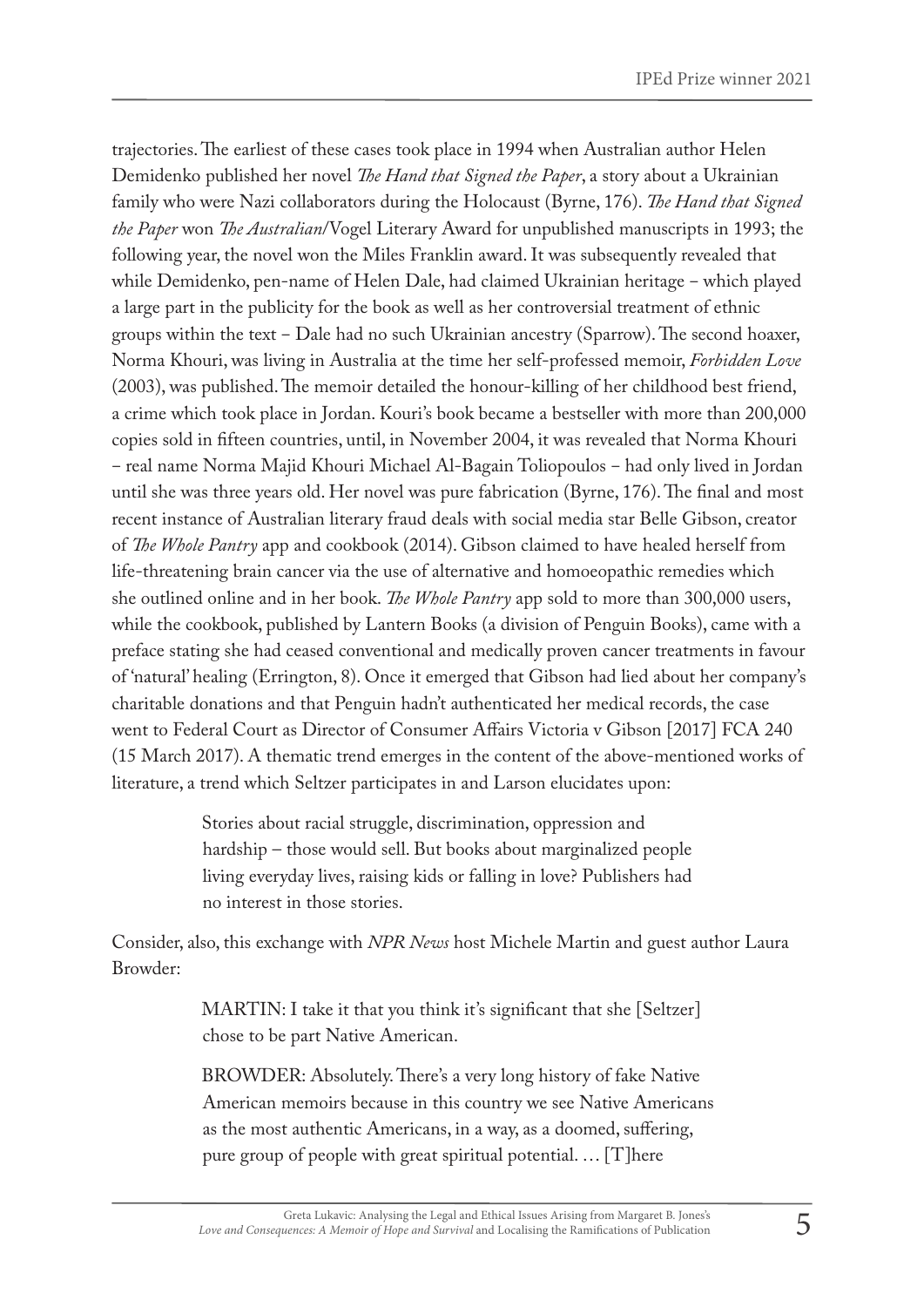trajectories. The earliest of these cases took place in 1994 when Australian author Helen Demidenko published her novel *The Hand that Signed the Paper*, a story about a Ukrainian family who were Nazi collaborators during the Holocaust (Byrne, 176). *The Hand that Signed the Paper* won *The Australian*/Vogel Literary Award for unpublished manuscripts in 1993; the following year, the novel won the Miles Franklin award. It was subsequently revealed that while Demidenko, pen-name of Helen Dale, had claimed Ukrainian heritage – which played a large part in the publicity for the book as well as her controversial treatment of ethnic groups within the text – Dale had no such Ukrainian ancestry (Sparrow). The second hoaxer, Norma Khouri, was living in Australia at the time her self-professed memoir, *Forbidden Love* (2003), was published. The memoir detailed the honour-killing of her childhood best friend, a crime which took place in Jordan. Kouri's book became a bestseller with more than 200,000 copies sold in fifteen countries, until, in November 2004, it was revealed that Norma Khouri – real name Norma Majid Khouri Michael Al-Bagain Toliopoulos – had only lived in Jordan until she was three years old. Her novel was pure fabrication (Byrne, 176). The final and most recent instance of Australian literary fraud deals with social media star Belle Gibson, creator of *The Whole Pantry* app and cookbook (2014). Gibson claimed to have healed herself from life-threatening brain cancer via the use of alternative and homoeopathic remedies which she outlined online and in her book. *The Whole Pantry* app sold to more than 300,000 users, while the cookbook, published by Lantern Books (a division of Penguin Books), came with a preface stating she had ceased conventional and medically proven cancer treatments in favour of 'natural' healing (Errington, 8). Once it emerged that Gibson had lied about her company's charitable donations and that Penguin hadn't authenticated her medical records, the case went to Federal Court as Director of Consumer Affairs Victoria v Gibson [2017] FCA 240 (15 March 2017). A thematic trend emerges in the content of the above-mentioned works of literature, a trend which Seltzer participates in and Larson elucidates upon:

> Stories about racial struggle, discrimination, oppression and hardship – those would sell. But books about marginalized people living everyday lives, raising kids or falling in love? Publishers had no interest in those stories.

Consider, also, this exchange with *NPR News* host Michele Martin and guest author Laura Browder:

> MARTIN: I take it that you think it's significant that she [Seltzer] chose to be part Native American.
>
> BROWDER: Absolutely. There's a very long history of fake Native American memoirs because in this country we see Native Americans as the most authentic Americans, in a way, as a doomed, suffering, pure group of people with great spiritual potential. … [T]here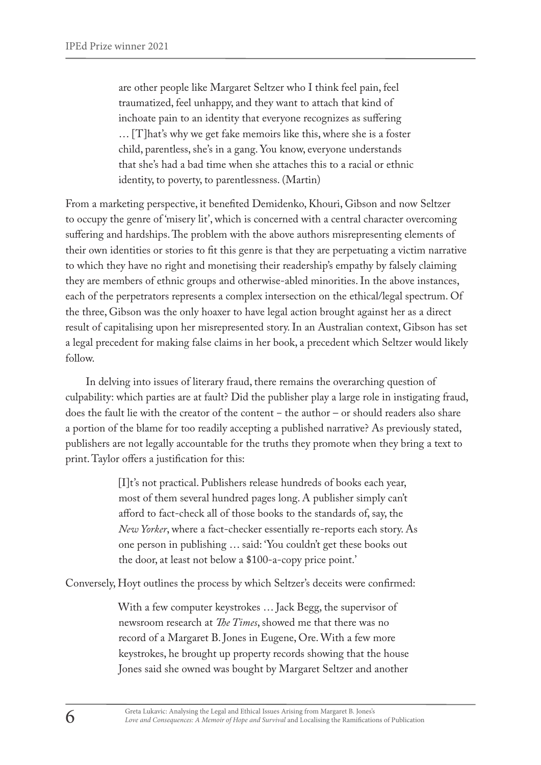> are other people like Margaret Seltzer who I think feel pain, feel traumatized, feel unhappy, and they want to attach that kind of inchoate pain to an identity that everyone recognizes as suffering … [T]hat's why we get fake memoirs like this, where she is a foster child, parentless, she's in a gang. You know, everyone understands that she's had a bad time when she attaches this to a racial or ethnic identity, to poverty, to parentlessness. (Martin)

From a marketing perspective, it benefited Demidenko, Khouri, Gibson and now Seltzer to occupy the genre of 'misery lit', which is concerned with a central character overcoming suffering and hardships. The problem with the above authors misrepresenting elements of their own identities or stories to fit this genre is that they are perpetuating a victim narrative to which they have no right and monetising their readership's empathy by falsely claiming they are members of ethnic groups and otherwise-abled minorities. In the above instances, each of the perpetrators represents a complex intersection on the ethical/legal spectrum. Of the three, Gibson was the only hoaxer to have legal action brought against her as a direct result of capitalising upon her misrepresented story. In an Australian context, Gibson has set a legal precedent for making false claims in her book, a precedent which Seltzer would likely follow.

In delving into issues of literary fraud, there remains the overarching question of culpability: which parties are at fault? Did the publisher play a large role in instigating fraud, does the fault lie with the creator of the content – the author – or should readers also share a portion of the blame for too readily accepting a published narrative? As previously stated, publishers are not legally accountable for the truths they promote when they bring a text to print. Taylor offers a justification for this:

> [I]t's not practical. Publishers release hundreds of books each year, most of them several hundred pages long. A publisher simply can't afford to fact-check all of those books to the standards of, say, the *New Yorker*, where a fact-checker essentially re-reports each story. As one person in publishing … said: 'You couldn't get these books out the door, at least not below a $100-a-copy price point.'

Conversely, Hoyt outlines the process by which Seltzer's deceits were confirmed:

> With a few computer keystrokes … Jack Begg, the supervisor of newsroom research at *The Times*, showed me that there was no record of a Margaret B. Jones in Eugene, Ore. With a few more keystrokes, he brought up property records showing that the house Jones said she owned was bought by Margaret Seltzer and another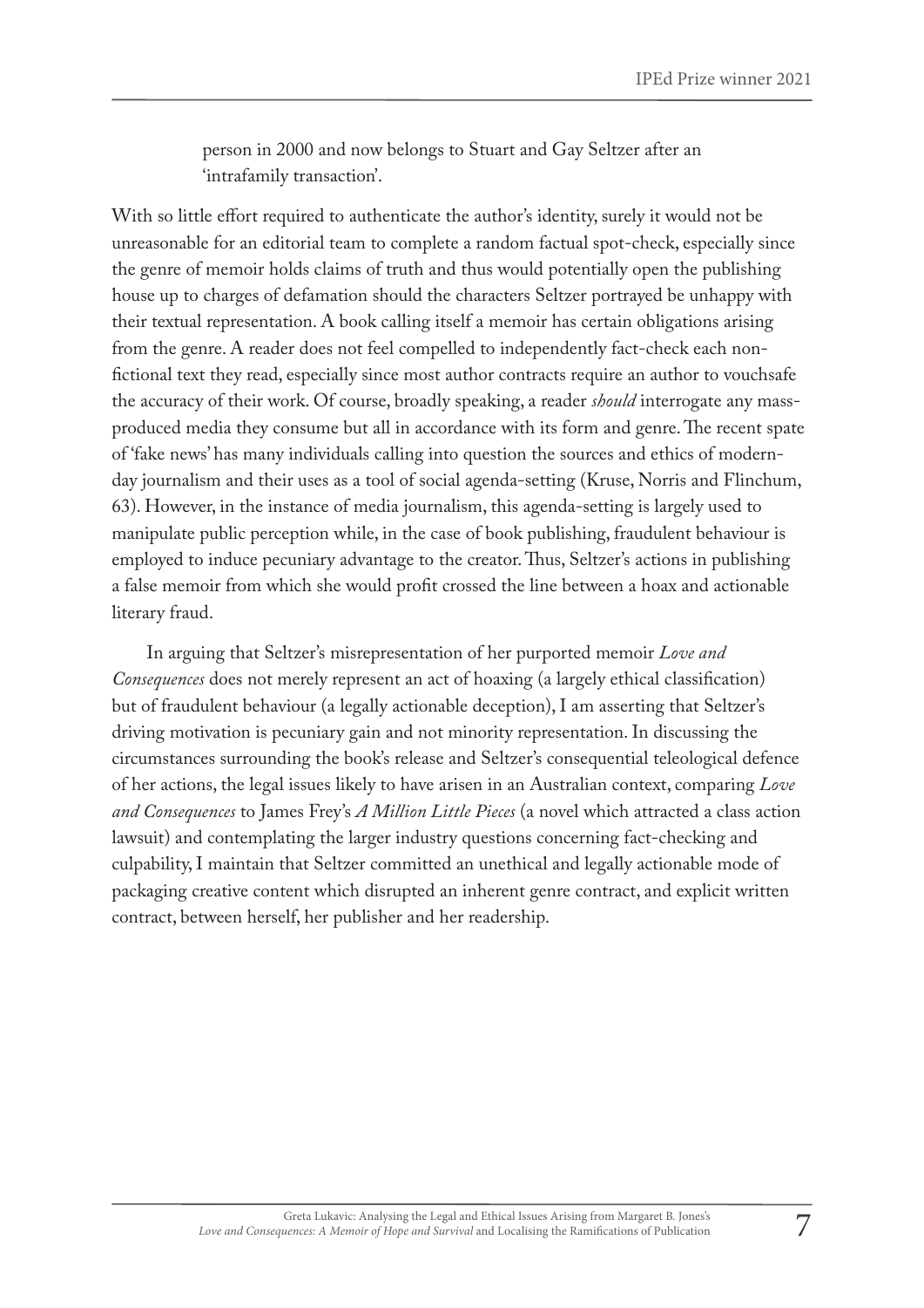person in 2000 and now belongs to Stuart and Gay Seltzer after an 'intrafamily transaction'.

With so little effort required to authenticate the author's identity, surely it would not be unreasonable for an editorial team to complete a random factual spot-check, especially since the genre of memoir holds claims of truth and thus would potentially open the publishing house up to charges of defamation should the characters Seltzer portrayed be unhappy with their textual representation. A book calling itself a memoir has certain obligations arising from the genre. A reader does not feel compelled to independently fact-check each non-fictional text they read, especially since most author contracts require an author to vouchsafe the accuracy of their work. Of course, broadly speaking, a reader *should* interrogate any mass-produced media they consume but all in accordance with its form and genre. The recent spate of 'fake news' has many individuals calling into question the sources and ethics of modern-day journalism and their uses as a tool of social agenda-setting (Kruse, Norris and Flinchum, 63). However, in the instance of media journalism, this agenda-setting is largely used to manipulate public perception while, in the case of book publishing, fraudulent behaviour is employed to induce pecuniary advantage to the creator. Thus, Seltzer's actions in publishing a false memoir from which she would profit crossed the line between a hoax and actionable literary fraud.

In arguing that Seltzer's misrepresentation of her purported memoir *Love and Consequences* does not merely represent an act of hoaxing (a largely ethical classification) but of fraudulent behaviour (a legally actionable deception), I am asserting that Seltzer's driving motivation is pecuniary gain and not minority representation. In discussing the circumstances surrounding the book's release and Seltzer's consequential teleological defence of her actions, the legal issues likely to have arisen in an Australian context, comparing *Love and Consequences* to James Frey's *A Million Little Pieces* (a novel which attracted a class action lawsuit) and contemplating the larger industry questions concerning fact-checking and culpability, I maintain that Seltzer committed an unethical and legally actionable mode of packaging creative content which disrupted an inherent genre contract, and explicit written contract, between herself, her publisher and her readership.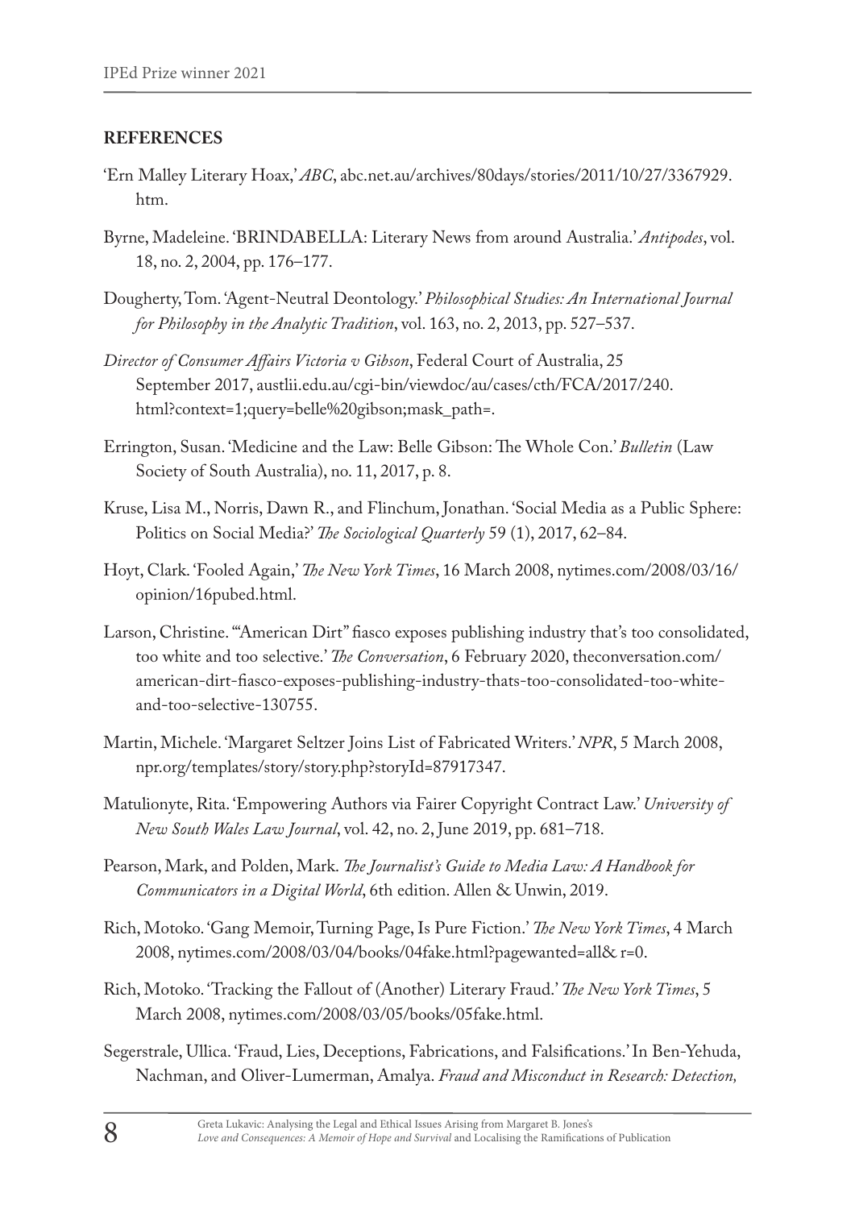## REFERENCES

'Ern Malley Literary Hoax,' *ABC*, abc.net.au/archives/80days/stories/2011/10/27/3367929.htm.

Byrne, Madeleine. 'BRINDABELLA: Literary News from around Australia.' *Antipodes*, vol. 18, no. 2, 2004, pp. 176–177.

Dougherty, Tom. 'Agent-Neutral Deontology.' *Philosophical Studies: An International Journal for Philosophy in the Analytic Tradition*, vol. 163, no. 2, 2013, pp. 527–537.

*Director of Consumer Affairs Victoria v Gibson*, Federal Court of Australia, 25 September 2017, austlii.edu.au/cgi-bin/viewdoc/au/cases/cth/FCA/2017/240.html?context=1;query=belle%20gibson;mask_path=.

Errington, Susan. 'Medicine and the Law: Belle Gibson: The Whole Con.' *Bulletin* (Law Society of South Australia), no. 11, 2017, p. 8.

Kruse, Lisa M., Norris, Dawn R., and Flinchum, Jonathan. 'Social Media as a Public Sphere: Politics on Social Media?' *The Sociological Quarterly* 59 (1), 2017, 62–84.

Hoyt, Clark. 'Fooled Again,' *The New York Times*, 16 March 2008, nytimes.com/2008/03/16/opinion/16pubed.html.

Larson, Christine. '"American Dirt" fiasco exposes publishing industry that's too consolidated, too white and too selective.' *The Conversation*, 6 February 2020, theconversation.com/american-dirt-fiasco-exposes-publishing-industry-thats-too-consolidated-too-white-and-too-selective-130755.

Martin, Michele. 'Margaret Seltzer Joins List of Fabricated Writers.' *NPR*, 5 March 2008, npr.org/templates/story/story.php?storyId=87917347.

Matulionyte, Rita. 'Empowering Authors via Fairer Copyright Contract Law.' *University of New South Wales Law Journal*, vol. 42, no. 2, June 2019, pp. 681–718.

Pearson, Mark, and Polden, Mark. *The Journalist's Guide to Media Law: A Handbook for Communicators in a Digital World*, 6th edition. Allen & Unwin, 2019.

Rich, Motoko. 'Gang Memoir, Turning Page, Is Pure Fiction.' *The New York Times*, 4 March 2008, nytimes.com/2008/03/04/books/04fake.html?pagewanted=all& r=0.

Rich, Motoko. 'Tracking the Fallout of (Another) Literary Fraud.' *The New York Times*, 5 March 2008, nytimes.com/2008/03/05/books/05fake.html.

Segerstrale, Ullica. 'Fraud, Lies, Deceptions, Fabrications, and Falsifications.' In Ben-Yehuda, Nachman, and Oliver-Lumerman, Amalya. *Fraud and Misconduct in Research: Detection,*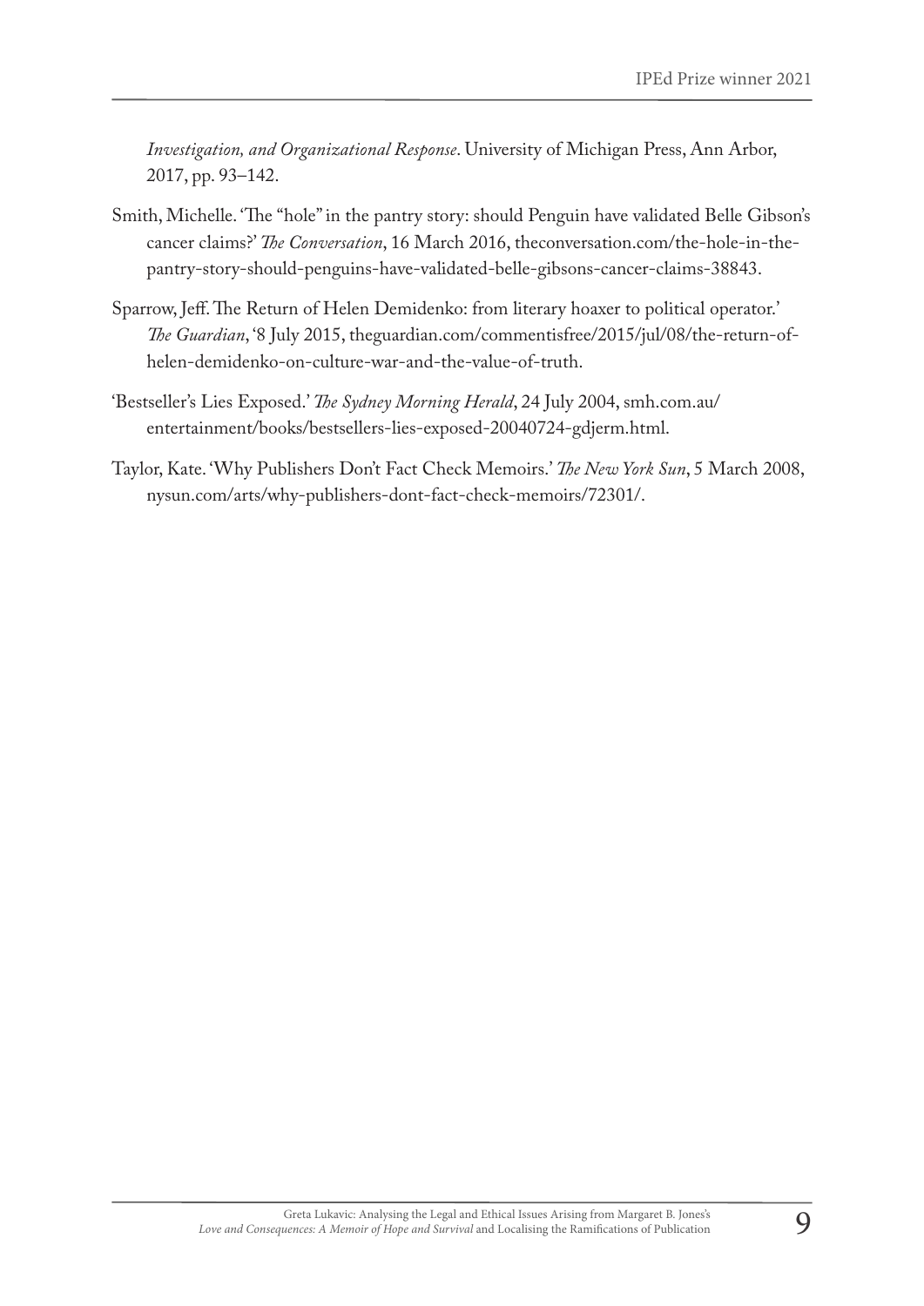*Investigation, and Organizational Response*. University of Michigan Press, Ann Arbor, 2017, pp. 93–142.

Smith, Michelle. 'The "hole" in the pantry story: should Penguin have validated Belle Gibson's cancer claims?' *The Conversation*, 16 March 2016, theconversation.com/the-hole-in-the-pantry-story-should-penguins-have-validated-belle-gibsons-cancer-claims-38843.

Sparrow, Jeff. The Return of Helen Demidenko: from literary hoaxer to political operator.' *The Guardian*, '8 July 2015, theguardian.com/commentisfree/2015/jul/08/the-return-of-helen-demidenko-on-culture-war-and-the-value-of-truth.

'Bestseller's Lies Exposed.' *The Sydney Morning Herald*, 24 July 2004, smh.com.au/entertainment/books/bestsellers-lies-exposed-20040724-gdjerm.html.

Taylor, Kate. 'Why Publishers Don't Fact Check Memoirs.' *The New York Sun*, 5 March 2008, nysun.com/arts/why-publishers-dont-fact-check-memoirs/72301/.